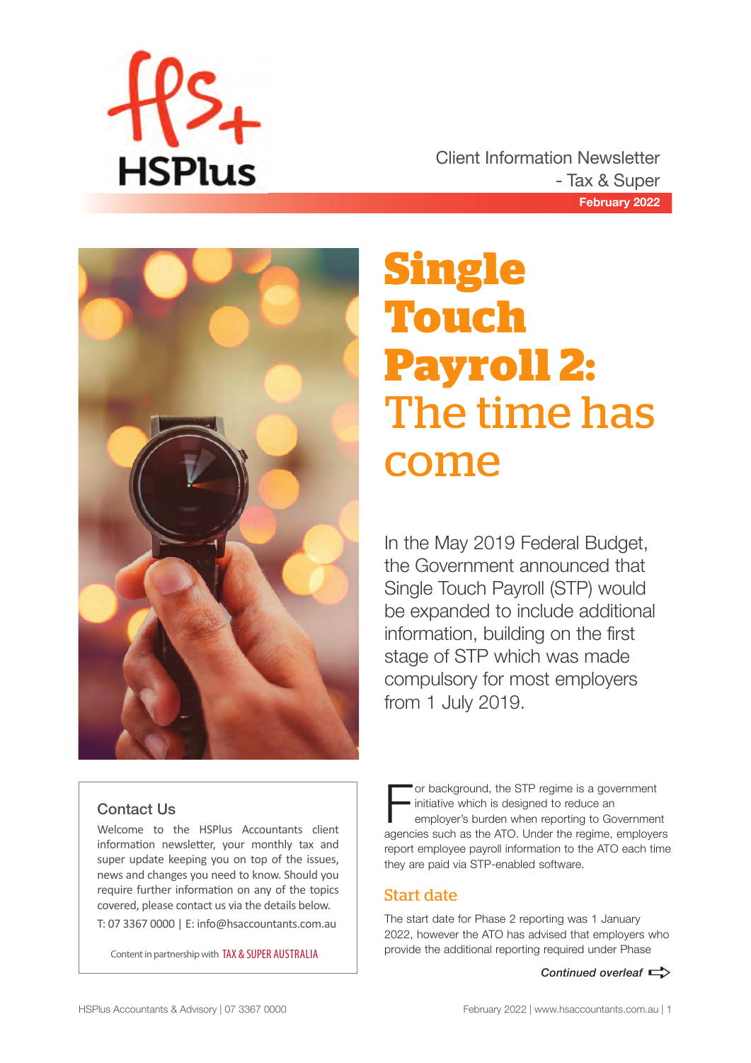HSPlus

Client Information Newsletter
- Tax & Super

February 2022

# Single Touch Payroll 2: The time has come

In the May 2019 Federal Budget, the Government announced that Single Touch Payroll (STP) would be expanded to include additional information, building on the first stage of STP which was made compulsory for most employers from 1 July 2019.

## Contact Us

Welcome to the HSPlus Accountants client information newsletter, your monthly tax and super update keeping you on top of the issues, news and changes you need to know. Should you require further information on any of the topics covered, please contact us via the details below.

T: 07 3367 0000 | E: info@hsaccountants.com.au

Content in partnership with TAX & SUPER AUSTRALIA

For background, the STP regime is a government initiative which is designed to reduce an employer's burden when reporting to Government agencies such as the ATO. Under the regime, employers report employee payroll information to the ATO each time they are paid via STP-enabled software.

## Start date

The start date for Phase 2 reporting was 1 January 2022, however the ATO has advised that employers who provide the additional reporting required under Phase

*Continued overleaf*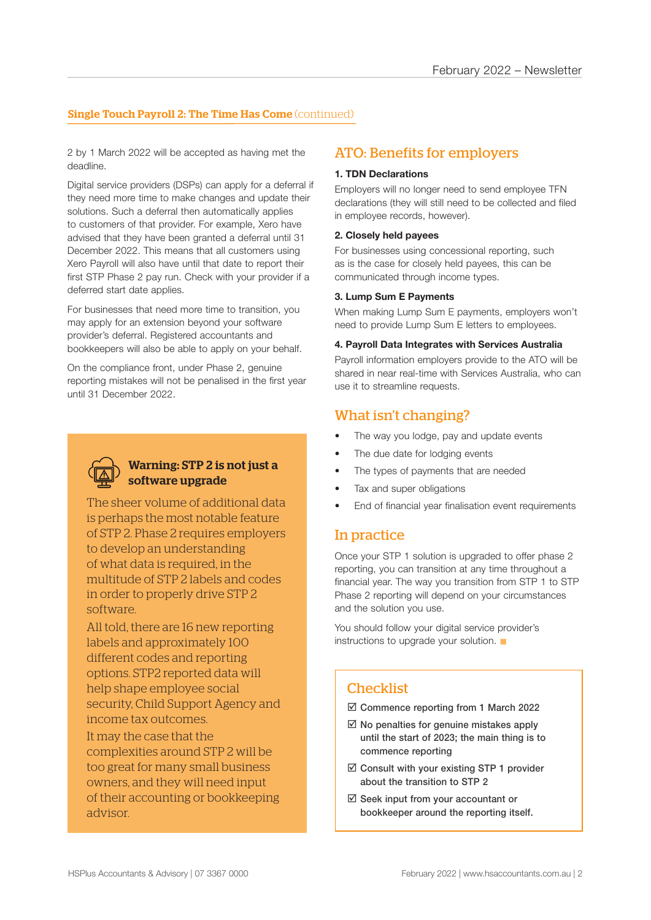## Single Touch Payroll 2: The Time Has Come (continued)

2 by 1 March 2022 will be accepted as having met the deadline.

Digital service providers (DSPs) can apply for a deferral if they need more time to make changes and update their solutions. Such a deferral then automatically applies to customers of that provider. For example, Xero have advised that they have been granted a deferral until 31 December 2022. This means that all customers using Xero Payroll will also have until that date to report their first STP Phase 2 pay run. Check with your provider if a deferred start date applies.

For businesses that need more time to transition, you may apply for an extension beyond your software provider's deferral. Registered accountants and bookkeepers will also be able to apply on your behalf.

On the compliance front, under Phase 2, genuine reporting mistakes will not be penalised in the first year until 31 December 2022.

### Warning: STP 2 is not just a software upgrade

The sheer volume of additional data is perhaps the most notable feature of STP 2. Phase 2 requires employers to develop an understanding of what data is required, in the multitude of STP 2 labels and codes in order to properly drive STP 2 software.

All told, there are 16 new reporting labels and approximately 100 different codes and reporting options. STP2 reported data will help shape employee social security, Child Support Agency and income tax outcomes.

It may the case that the complexities around STP 2 will be too great for many small business owners, and they will need input of their accounting or bookkeeping advisor.

## ATO: Benefits for employers

**1. TDN Declarations**

Employers will no longer need to send employee TFN declarations (they will still need to be collected and filed in employee records, however).

**2. Closely held payees**

For businesses using concessional reporting, such as is the case for closely held payees, this can be communicated through income types.

**3. Lump Sum E Payments**

When making Lump Sum E payments, employers won't need to provide Lump Sum E letters to employees.

**4. Payroll Data Integrates with Services Australia**

Payroll information employers provide to the ATO will be shared in near real-time with Services Australia, who can use it to streamline requests.

## What isn't changing?

- The way you lodge, pay and update events
- The due date for lodging events
- The types of payments that are needed
- Tax and super obligations
- End of financial year finalisation event requirements

## In practice

Once your STP 1 solution is upgraded to offer phase 2 reporting, you can transition at any time throughout a financial year. The way you transition from STP 1 to STP Phase 2 reporting will depend on your circumstances and the solution you use.

You should follow your digital service provider's instructions to upgrade your solution.

## Checklist

- ☑ Commence reporting from 1 March 2022
- ☑ No penalties for genuine mistakes apply until the start of 2023; the main thing is to commence reporting
- ☑ Consult with your existing STP 1 provider about the transition to STP 2
- ☑ Seek input from your accountant or bookkeeper around the reporting itself.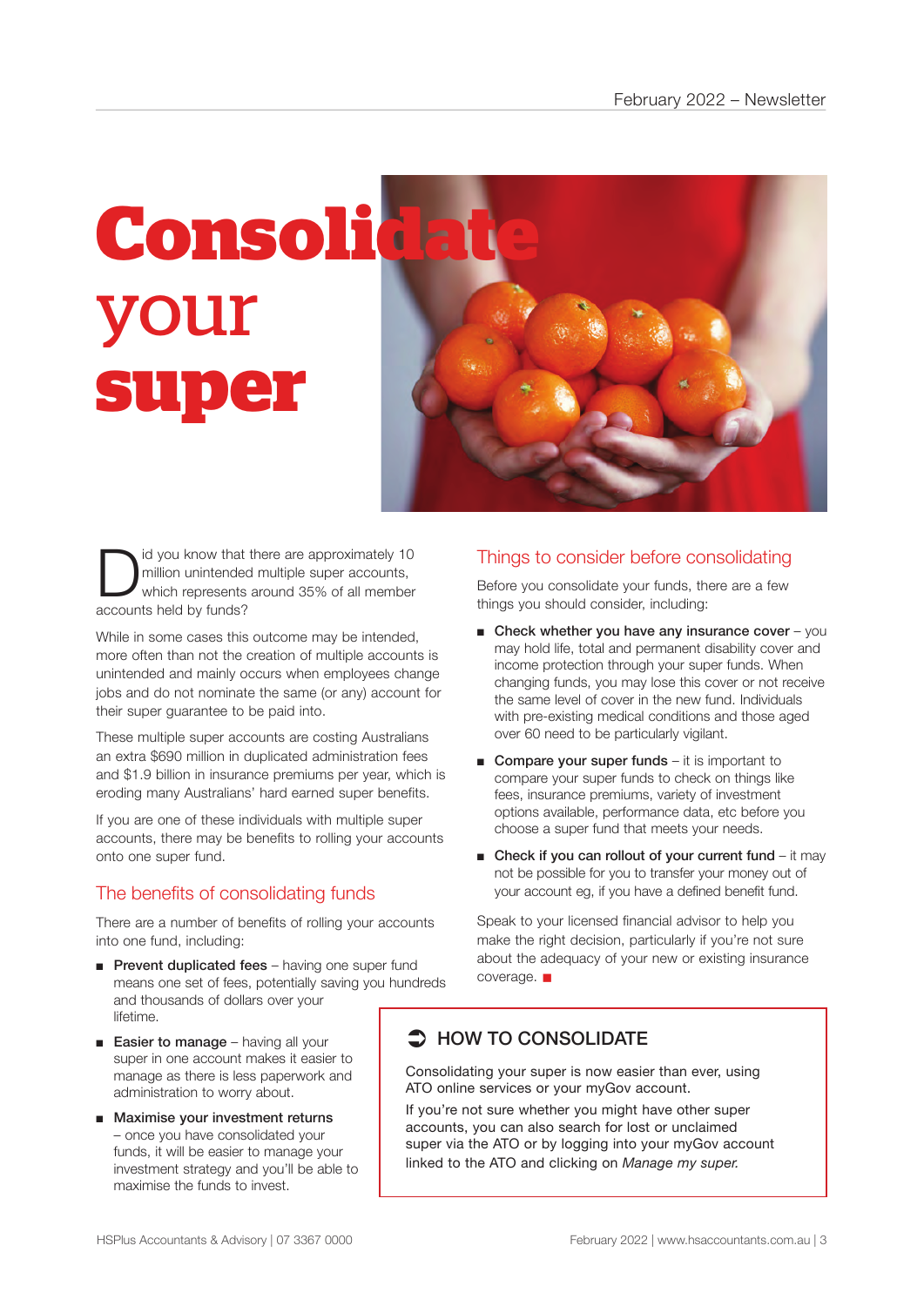# Consolidate your super

Did you know that there are approximately 10 million unintended multiple super accounts, which represents around 35% of all member accounts held by funds?

While in some cases this outcome may be intended, more often than not the creation of multiple accounts is unintended and mainly occurs when employees change jobs and do not nominate the same (or any) account for their super guarantee to be paid into.

These multiple super accounts are costing Australians an extra $690 million in duplicated administration fees and $1.9 billion in insurance premiums per year, which is eroding many Australians' hard earned super benefits.

If you are one of these individuals with multiple super accounts, there may be benefits to rolling your accounts onto one super fund.

## The benefits of consolidating funds

There are a number of benefits of rolling your accounts into one fund, including:

- **Prevent duplicated fees** – having one super fund means one set of fees, potentially saving you hundreds and thousands of dollars over your lifetime.
- **Easier to manage** – having all your super in one account makes it easier to manage as there is less paperwork and administration to worry about.
- **Maximise your investment returns** – once you have consolidated your funds, it will be easier to manage your investment strategy and you'll be able to maximise the funds to invest.

## Things to consider before consolidating

Before you consolidate your funds, there are a few things you should consider, including:

- **Check whether you have any insurance cover** – you may hold life, total and permanent disability cover and income protection through your super funds. When changing funds, you may lose this cover or not receive the same level of cover in the new fund. Individuals with pre-existing medical conditions and those aged over 60 need to be particularly vigilant.
- **Compare your super funds** – it is important to compare your super funds to check on things like fees, insurance premiums, variety of investment options available, performance data, etc before you choose a super fund that meets your needs.
- **Check if you can rollout of your current fund** – it may not be possible for you to transfer your money out of your account eg, if you have a defined benefit fund.

Speak to your licensed financial advisor to help you make the right decision, particularly if you're not sure about the adequacy of your new or existing insurance coverage. ■

### HOW TO CONSOLIDATE

Consolidating your super is now easier than ever, using ATO online services or your myGov account.

If you're not sure whether you might have other super accounts, you can also search for lost or unclaimed super via the ATO or by logging into your myGov account linked to the ATO and clicking on *Manage my super.*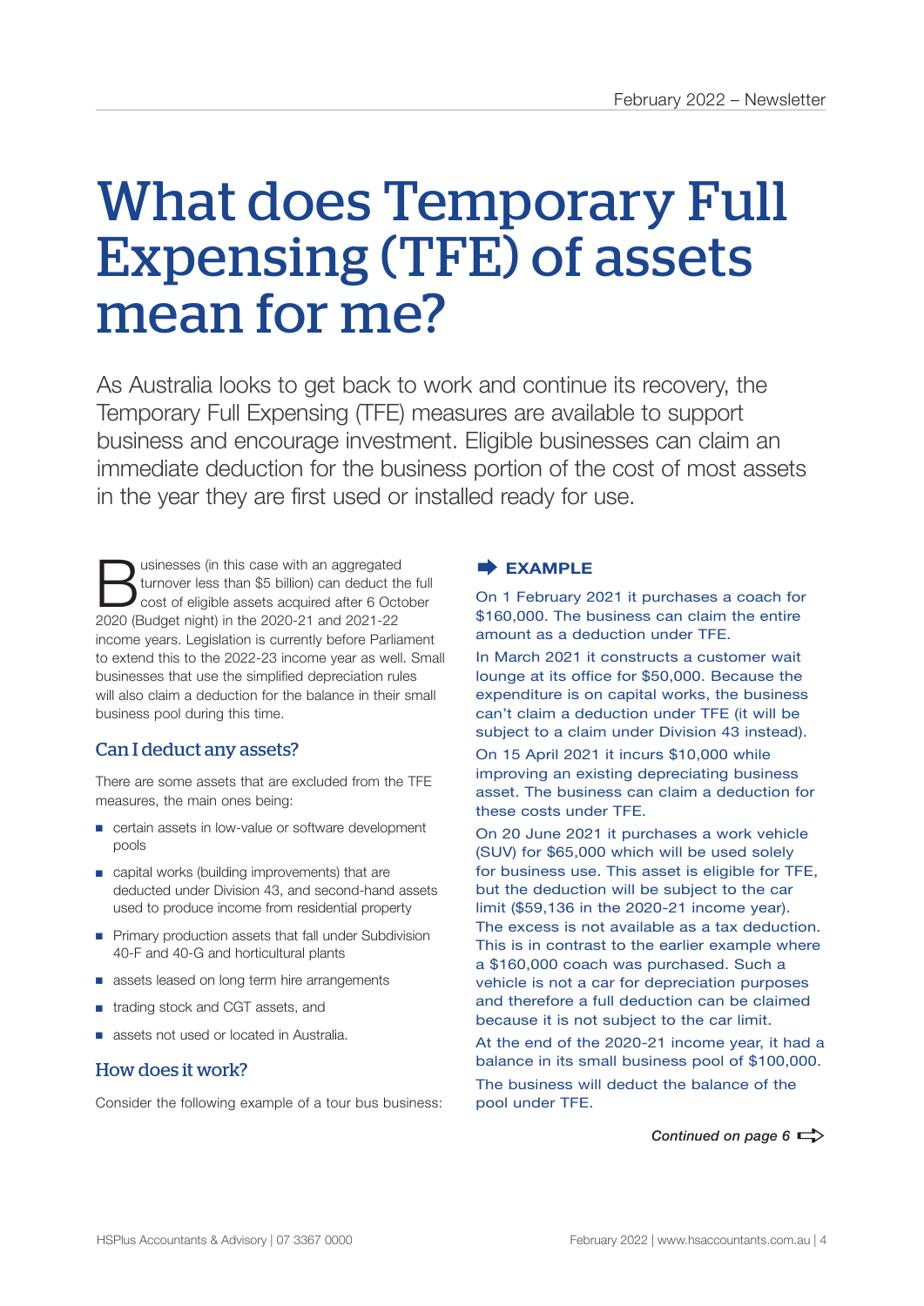# What does Temporary Full Expensing (TFE) of assets mean for me?

As Australia looks to get back to work and continue its recovery, the Temporary Full Expensing (TFE) measures are available to support business and encourage investment. Eligible businesses can claim an immediate deduction for the business portion of the cost of most assets in the year they are first used or installed ready for use.

Businesses (in this case with an aggregated turnover less than $5 billion) can deduct the full cost of eligible assets acquired after 6 October 2020 (Budget night) in the 2020-21 and 2021-22 income years. Legislation is currently before Parliament to extend this to the 2022-23 income year as well. Small businesses that use the simplified depreciation rules will also claim a deduction for the balance in their small business pool during this time.

## Can I deduct any assets?

There are some assets that are excluded from the TFE measures, the main ones being:

- certain assets in low-value or software development pools
- capital works (building improvements) that are deducted under Division 43, and second-hand assets used to produce income from residential property
- Primary production assets that fall under Subdivision 40-F and 40-G and horticultural plants
- assets leased on long term hire arrangements
- trading stock and CGT assets, and
- assets not used or located in Australia.

## How does it work?

Consider the following example of a tour bus business:

**EXAMPLE**

On 1 February 2021 it purchases a coach for $160,000. The business can claim the entire amount as a deduction under TFE.

In March 2021 it constructs a customer wait lounge at its office for $50,000. Because the expenditure is on capital works, the business can't claim a deduction under TFE (it will be subject to a claim under Division 43 instead).

On 15 April 2021 it incurs $10,000 while improving an existing depreciating business asset. The business can claim a deduction for these costs under TFE.

On 20 June 2021 it purchases a work vehicle (SUV) for $65,000 which will be used solely for business use. This asset is eligible for TFE, but the deduction will be subject to the car limit ($59,136 in the 2020-21 income year). The excess is not available as a tax deduction. This is in contrast to the earlier example where a $160,000 coach was purchased. Such a vehicle is not a car for depreciation purposes and therefore a full deduction can be claimed because it is not subject to the car limit.

At the end of the 2020-21 income year, it had a balance in its small business pool of $100,000. The business will deduct the balance of the pool under TFE.

*Continued on page 6*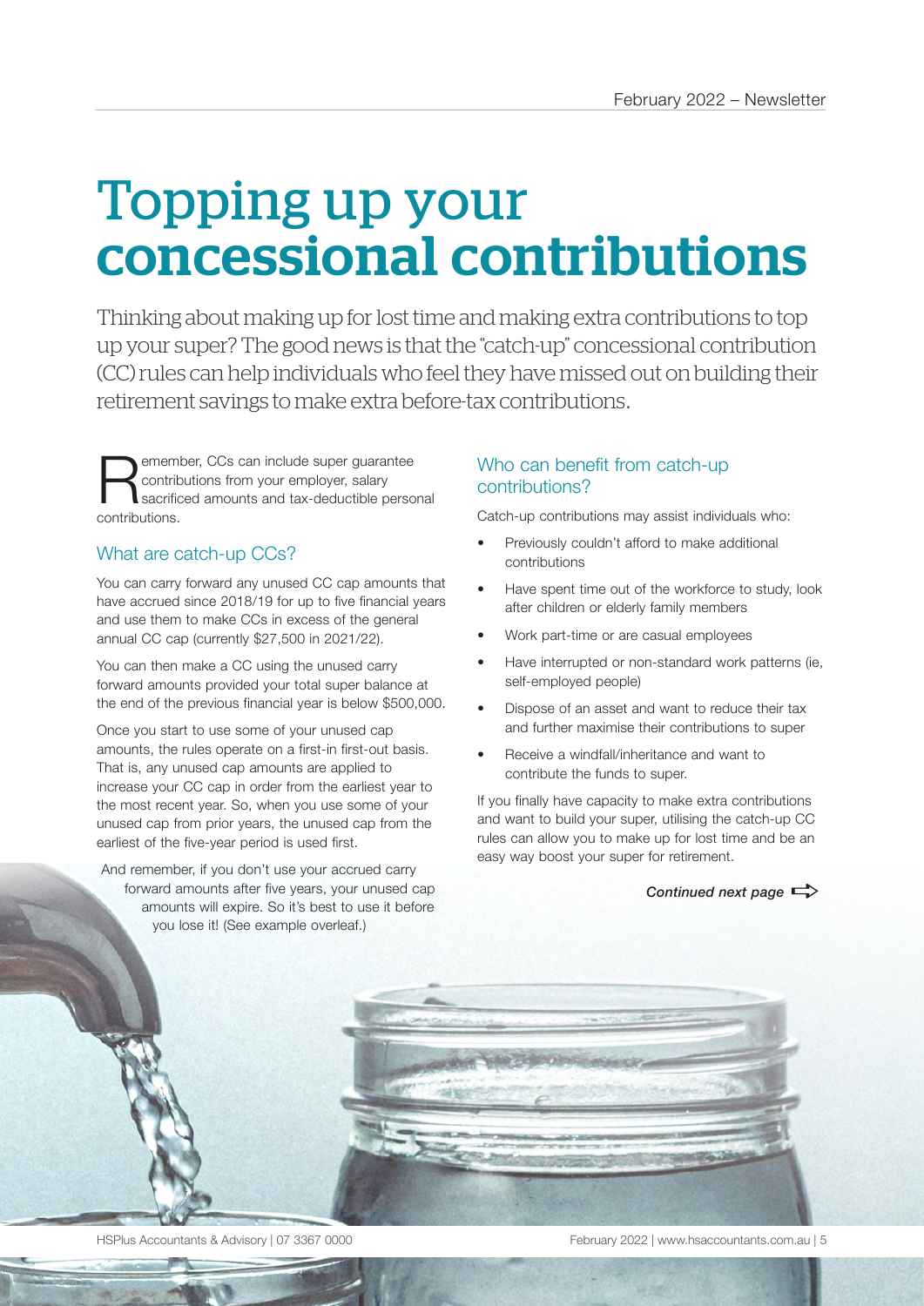# Topping up your concessional contributions

Thinking about making up for lost time and making extra contributions to top up your super? The good news is that the "catch-up" concessional contribution (CC) rules can help individuals who feel they have missed out on building their retirement savings to make extra before-tax contributions.

Remember, CCs can include super guarantee contributions from your employer, salary sacrificed amounts and tax-deductible personal contributions.

## What are catch-up CCs?

You can carry forward any unused CC cap amounts that have accrued since 2018/19 for up to five financial years and use them to make CCs in excess of the general annual CC cap (currently $27,500 in 2021/22).

You can then make a CC using the unused carry forward amounts provided your total super balance at the end of the previous financial year is below $500,000.

Once you start to use some of your unused cap amounts, the rules operate on a first-in first-out basis. That is, any unused cap amounts are applied to increase your CC cap in order from the earliest year to the most recent year. So, when you use some of your unused cap from prior years, the unused cap from the earliest of the five-year period is used first.

And remember, if you don't use your accrued carry forward amounts after five years, your unused cap amounts will expire. So it's best to use it before you lose it! (See example overleaf.)

## Who can benefit from catch-up contributions?

Catch-up contributions may assist individuals who:

- Previously couldn't afford to make additional contributions
- Have spent time out of the workforce to study, look after children or elderly family members
- Work part-time or are casual employees
- Have interrupted or non-standard work patterns (ie, self-employed people)
- Dispose of an asset and want to reduce their tax and further maximise their contributions to super
- Receive a windfall/inheritance and want to contribute the funds to super.

If you finally have capacity to make extra contributions and want to build your super, utilising the catch-up CC rules can allow you to make up for lost time and be an easy way boost your super for retirement.

***Continued next page***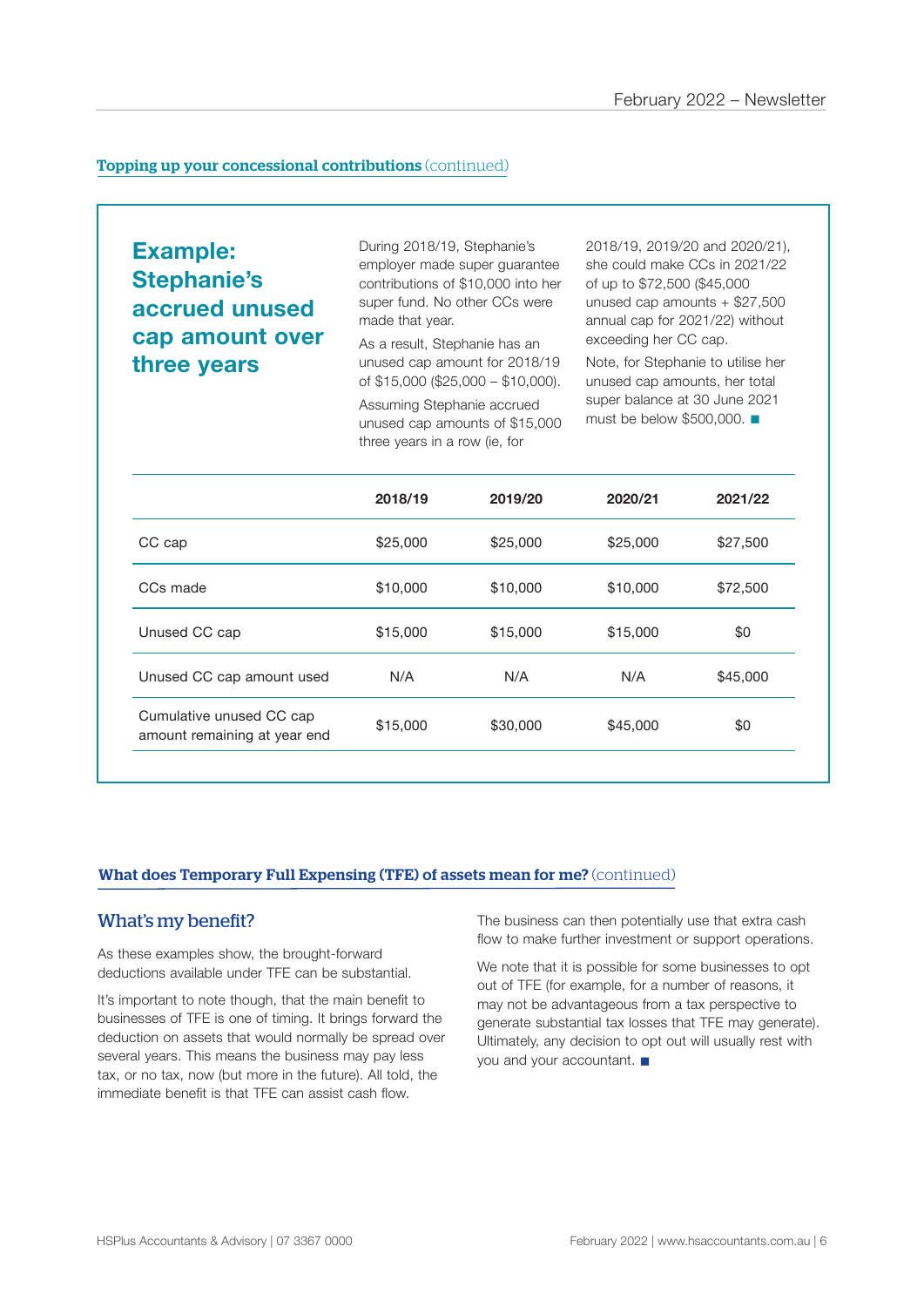## Topping up your concessional contributions (continued)

### Example: Stephanie's accrued unused cap amount over three years

During 2018/19, Stephanie's employer made super guarantee contributions of $10,000 into her super fund. No other CCs were made that year.

As a result, Stephanie has an unused cap amount for 2018/19 of $15,000 ($25,000 – $10,000).

Assuming Stephanie accrued unused cap amounts of $15,000 three years in a row (ie, for 2018/19, 2019/20 and 2020/21), she could make CCs in 2021/22 of up to $72,500 ($45,000 unused cap amounts + $27,500 annual cap for 2021/22) without exceeding her CC cap.

Note, for Stephanie to utilise her unused cap amounts, her total super balance at 30 June 2021 must be below $500,000. ■

| | 2018/19 | 2019/20 | 2020/21 | 2021/22 |
|---|---|---|---|---|
| CC cap | $25,000 | $25,000 | $25,000 | $27,500 |
| CCs made | $10,000 | $10,000 | $10,000 | $72,500 |
| Unused CC cap | $15,000 | $15,000 | $15,000 | $0 |
| Unused CC cap amount used | N/A | N/A | N/A | $45,000 |
| Cumulative unused CC cap amount remaining at year end | $15,000 | $30,000 | $45,000 | $0 |

## What does Temporary Full Expensing (TFE) of assets mean for me? (continued)

### What's my benefit?

As these examples show, the brought-forward deductions available under TFE can be substantial.

It's important to note though, that the main benefit to businesses of TFE is one of timing. It brings forward the deduction on assets that would normally be spread over several years. This means the business may pay less tax, or no tax, now (but more in the future). All told, the immediate benefit is that TFE can assist cash flow.

The business can then potentially use that extra cash flow to make further investment or support operations.

We note that it is possible for some businesses to opt out of TFE (for example, for a number of reasons, it may not be advantageous from a tax perspective to generate substantial tax losses that TFE may generate). Ultimately, any decision to opt out will usually rest with you and your accountant. ■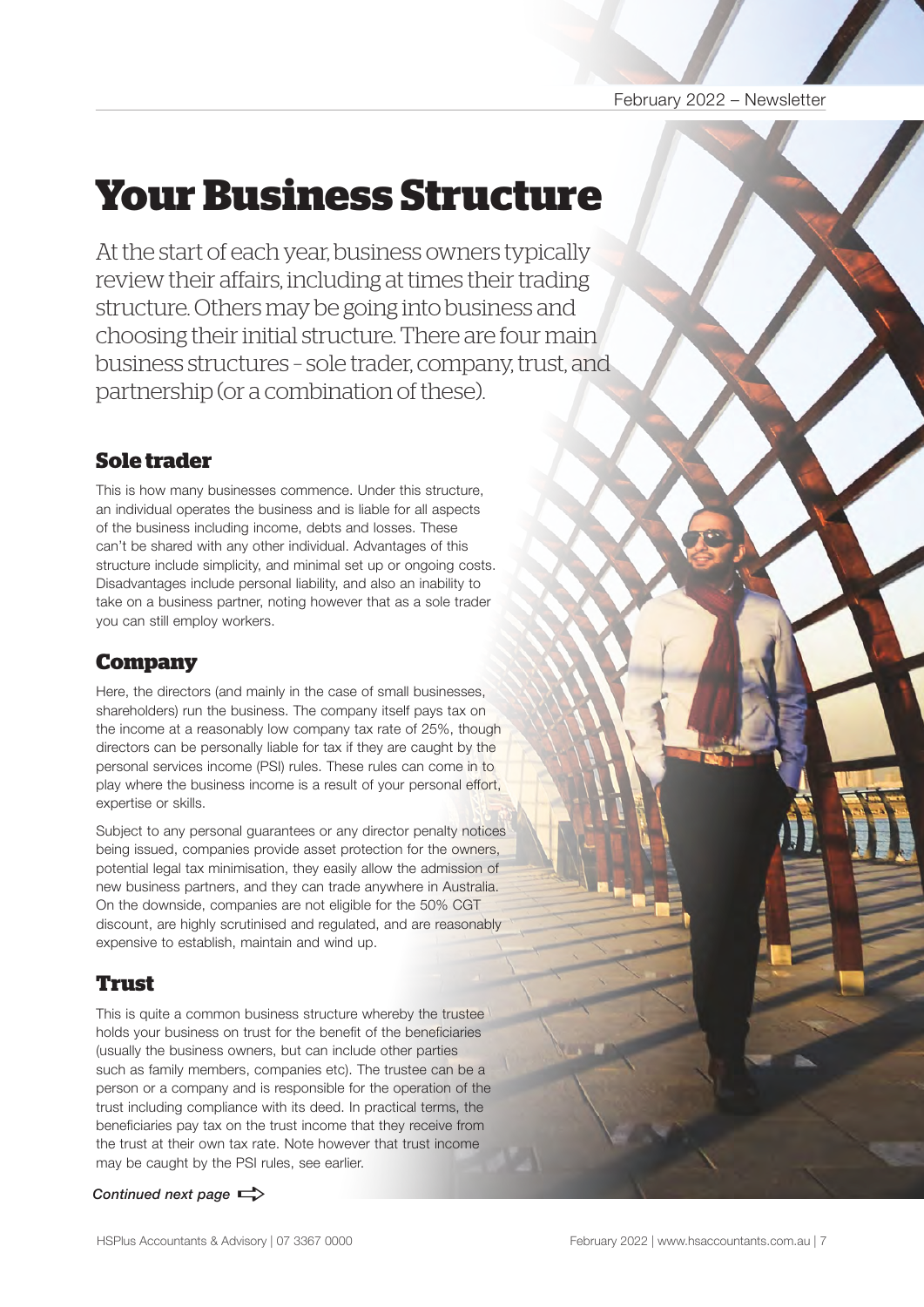# Your Business Structure

At the start of each year, business owners typically review their affairs, including at times their trading structure. Others may be going into business and choosing their initial structure. There are four main business structures – sole trader, company, trust, and partnership (or a combination of these).

## Sole trader

This is how many businesses commence. Under this structure, an individual operates the business and is liable for all aspects of the business including income, debts and losses. These can't be shared with any other individual. Advantages of this structure include simplicity, and minimal set up or ongoing costs. Disadvantages include personal liability, and also an inability to take on a business partner, noting however that as a sole trader you can still employ workers.

## Company

Here, the directors (and mainly in the case of small businesses, shareholders) run the business. The company itself pays tax on the income at a reasonably low company tax rate of 25%, though directors can be personally liable for tax if they are caught by the personal services income (PSI) rules. These rules can come in to play where the business income is a result of your personal effort, expertise or skills.

Subject to any personal guarantees or any director penalty notices being issued, companies provide asset protection for the owners, potential legal tax minimisation, they easily allow the admission of new business partners, and they can trade anywhere in Australia. On the downside, companies are not eligible for the 50% CGT discount, are highly scrutinised and regulated, and are reasonably expensive to establish, maintain and wind up.

## Trust

This is quite a common business structure whereby the trustee holds your business on trust for the benefit of the beneficiaries (usually the business owners, but can include other parties such as family members, companies etc). The trustee can be a person or a company and is responsible for the operation of the trust including compliance with its deed. In practical terms, the beneficiaries pay tax on the trust income that they receive from the trust at their own tax rate. Note however that trust income may be caught by the PSI rules, see earlier.

*Continued next page*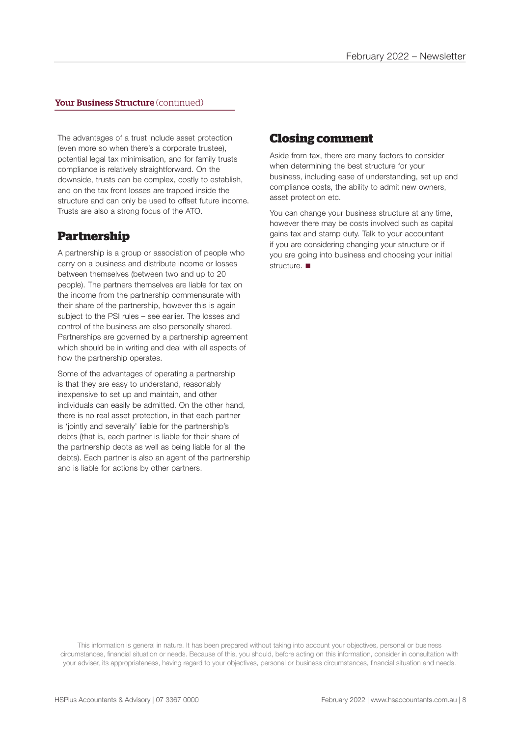**Your Business Structure** (continued)

The advantages of a trust include asset protection (even more so when there's a corporate trustee), potential legal tax minimisation, and for family trusts compliance is relatively straightforward. On the downside, trusts can be complex, costly to establish, and on the tax front losses are trapped inside the structure and can only be used to offset future income. Trusts are also a strong focus of the ATO.

## Partnership

A partnership is a group or association of people who carry on a business and distribute income or losses between themselves (between two and up to 20 people). The partners themselves are liable for tax on the income from the partnership commensurate with their share of the partnership, however this is again subject to the PSI rules – see earlier. The losses and control of the business are also personally shared. Partnerships are governed by a partnership agreement which should be in writing and deal with all aspects of how the partnership operates.

Some of the advantages of operating a partnership is that they are easy to understand, reasonably inexpensive to set up and maintain, and other individuals can easily be admitted. On the other hand, there is no real asset protection, in that each partner is 'jointly and severally' liable for the partnership's debts (that is, each partner is liable for their share of the partnership debts as well as being liable for all the debts). Each partner is also an agent of the partnership and is liable for actions by other partners.

## Closing comment

Aside from tax, there are many factors to consider when determining the best structure for your business, including ease of understanding, set up and compliance costs, the ability to admit new owners, asset protection etc.

You can change your business structure at any time, however there may be costs involved such as capital gains tax and stamp duty. Talk to your accountant if you are considering changing your structure or if you are going into business and choosing your initial structure. ■

This information is general in nature. It has been prepared without taking into account your objectives, personal or business circumstances, financial situation or needs. Because of this, you should, before acting on this information, consider in consultation with your adviser, its appropriateness, having regard to your objectives, personal or business circumstances, financial situation and needs.